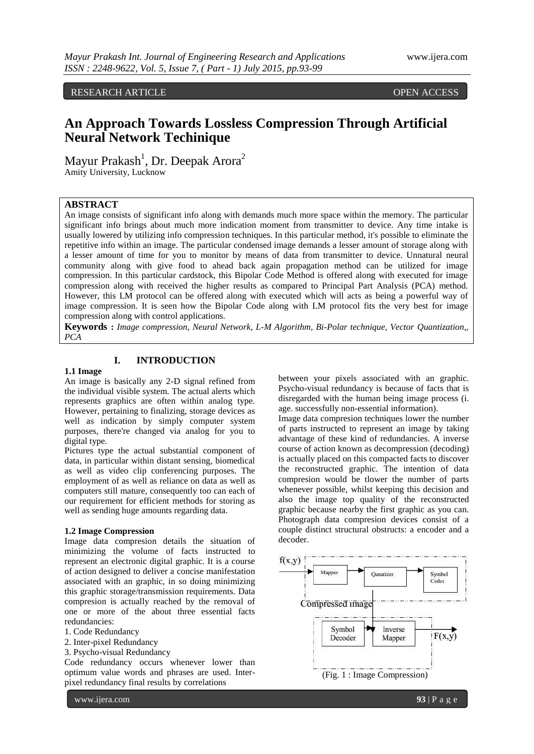RESEARCH ARTICLE OPEN ACCESS

# An Approach Towards Lossless Compression Through Artificial Neural Network Techinique

Mayur Prakash[1], Dr. Deepak Arora[2]
Amity University, Lucknow

## ABSTRACT

An image consists of significant info along with demands much more space within the memory. The particular significant info brings about much more indication moment from transmitter to device. Any time intake is usually lowered by utilizing info compression techniques. In this particular method, it's possible to eliminate the repetitive info within an image. The particular condensed image demands a lesser amount of storage along with a lesser amount of time for you to monitor by means of data from transmitter to device. Unnatural neural community along with give food to ahead back again propagation method can be utilized for image compression. In this particular cardstock, this Bipolar Code Method is offered along with executed for image compression along with received the higher results as compared to Principal Part Analysis (PCA) method. However, this LM protocol can be offered along with executed which will acts as being a powerful way of image compression. It is seen how the Bipolar Code along with LM protocol fits the very best for image compression along with control applications.

**Keywords :** *Image compression, Neural Network, L-M Algorithm, Bi-Polar technique, Vector Quantization,, PCA*

## I. INTRODUCTION

### 1.1 Image

An image is basically any 2-D signal refined from the individual visible system. The actual alerts which represents graphics are often within analog type. However, pertaining to finalizing, storage devices as well as indication by simply computer system purposes, there're changed via analog for you to digital type.

Pictures type the actual substantial component of data, in particular within distant sensing, biomedical as well as video clip conferencing purposes. The employment of as well as reliance on data as well as computers still mature, consequently too can each of our requirement for efficient methods for storing as well as sending huge amounts regarding data.

### 1.2 Image Compression

Image data compresion details the situation of minimizing the volume of facts instructed to represent an electronic digital graphic. It is a course of action designed to deliver a concise manifestation associated with an graphic, in so doing minimizing this graphic storage/transmission requirements. Data compresion is actually reached by the removal of one or more of the about three essential facts redundancies:

1. Code Redundancy
2. Inter-pixel Redundancy
3. Psycho-visual Redundancy

Code redundancy occurs whenever lower than optimum value words and phrases are used. Inter-pixel redundancy final results by correlations between your pixels associated with an graphic. Psycho-visual redundancy is because of facts that is disregarded with the human being image process (i. age. successfully non-essential information).

Image data compresion techniques lower the number of parts instructed to represent an image by taking advantage of these kind of redundancies. A inverse course of action known as decompression (decoding) is actually placed on this compacted facts to discover the reconstructed graphic. The intention of data compression would be tlower the number of parts whenever possible, whilst keeping this decision and also the image top quality of the reconstructed graphic because nearby the first graphic as you can. Photograph data compresion devices consist of a couple distinct structural obstructs: a encoder and a decoder.

f(x,y) → Mapper → Qunatizer → Symbol Coder
Compressed image
Symbol Decoder → Inverse Mapper → F(x,y)

(Fig. 1 : Image Compression)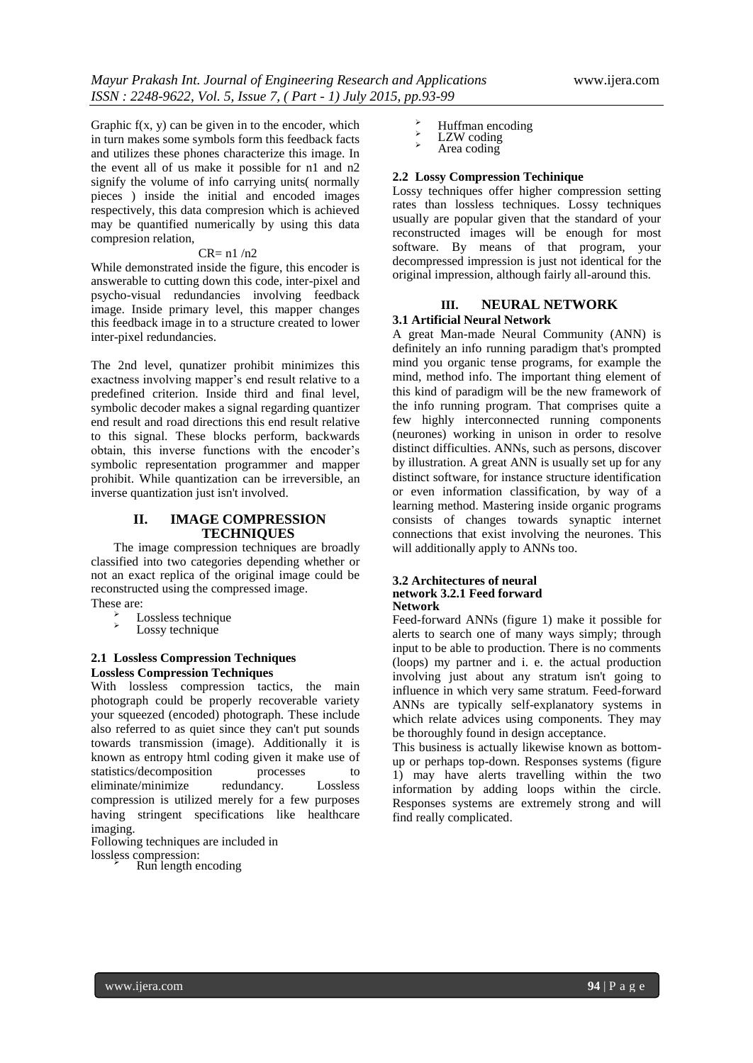Graphic f(x, y) can be given in to the encoder, which in turn makes some symbols form this feedback facts and utilizes these phones characterize this image. In the event all of us make it possible for n1 and n2 signify the volume of info carrying units( normally pieces ) inside the initial and encoded images respectively, this data compresion which is achieved may be quantified numerically by using this data compresion relation,

$$CR= n1 /n2$$

While demonstrated inside the figure, this encoder is answerable to cutting down this code, inter-pixel and psycho-visual redundancies involving feedback image. Inside primary level, this mapper changes this feedback image in to a structure created to lower inter-pixel redundancies.

The 2nd level, qunatizer prohibit minimizes this exactness involving mapper's end result relative to a predefined criterion. Inside third and final level, symbolic decoder makes a signal regarding quantizer end result and road directions this end result relative to this signal. These blocks perform, backwards obtain, this inverse functions with the encoder's symbolic representation programmer and mapper prohibit. While quantization can be irreversible, an inverse quantization just isn't involved.

## II. IMAGE COMPRESSION TECHNIQUES

The image compression techniques are broadly classified into two categories depending whether or not an exact replica of the original image could be reconstructed using the compressed image.

These are:

- Lossless technique
- Lossy technique

### 2.1 Lossless Compression Techniques

**Lossless Compression Techniques**

With lossless compression tactics, the main photograph could be properly recoverable variety your squeezed (encoded) photograph. These include also referred to as quiet since they can't put sounds towards transmission (image). Additionally it is known as entropy html coding given it make use of statistics/decomposition processes to eliminate/minimize redundancy. Lossless compression is utilized merely for a few purposes having stringent specifications like healthcare imaging.

Following techniques are included in lossless compression:

- Run length encoding
- Huffman encoding
- LZW coding
- Area coding

### 2.2 Lossy Compression Techinique

Lossy techniques offer higher compression setting rates than lossless techniques. Lossy techniques usually are popular given that the standard of your reconstructed images will be enough for most software. By means of that program, your decompressed impression is just not identical for the original impression, although fairly all-around this.

## III. NEURAL NETWORK

### 3.1 Artificial Neural Network

A great Man-made Neural Community (ANN) is definitely an info running paradigm that's prompted mind you organic tense programs, for example the mind, method info. The important thing element of this kind of paradigm will be the new framework of the info running program. That comprises quite a few highly interconnected running components (neurones) working in unison in order to resolve distinct difficulties. ANNs, such as persons, discover by illustration. A great ANN is usually set up for any distinct software, for instance structure identification or even information classification, by way of a learning method. Mastering inside organic programs consists of changes towards synaptic internet connections that exist involving the neurones. This will additionally apply to ANNs too.

### 3.2 Architectures of neural network 3.2.1 Feed forward Network

Feed-forward ANNs (figure 1) make it possible for alerts to search one of many ways simply; through input to be able to production. There is no comments (loops) my partner and i. e. the actual production involving just about any stratum isn't going to influence in which very same stratum. Feed-forward ANNs are typically self-explanatory systems in which relate advices using components. They may be thoroughly found in design acceptance.

This business is actually likewise known as bottom-up or perhaps top-down. Responses systems (figure 1) may have alerts travelling within the two information by adding loops within the circle. Responses systems are extremely strong and will find really complicated.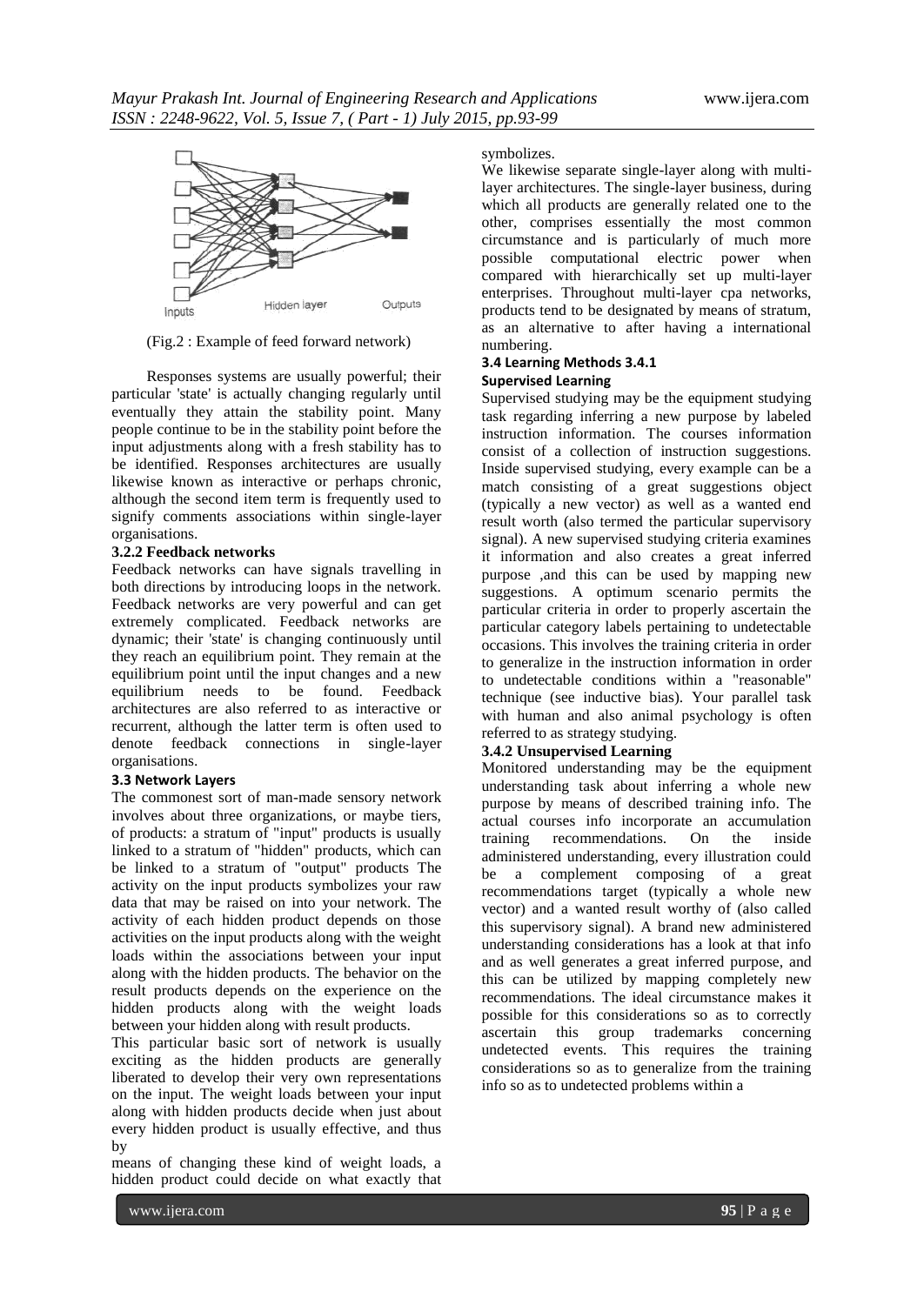(Fig.2 : Example of feed forward network)

Responses systems are usually powerful; their particular 'state' is actually changing regularly until eventually they attain the stability point. Many people continue to be in the stability point before the input adjustments along with a fresh stability has to be identified. Responses architectures are usually likewise known as interactive or perhaps chronic, although the second item term is frequently used to signify comments associations within single-layer organisations.

### 3.2.2 Feedback networks

Feedback networks can have signals travelling in both directions by introducing loops in the network. Feedback networks are very powerful and can get extremely complicated. Feedback networks are dynamic; their 'state' is changing continuously until they reach an equilibrium point. They remain at the equilibrium point until the input changes and a new equilibrium needs to be found. Feedback architectures are also referred to as interactive or recurrent, although the latter term is often used to denote feedback connections in single-layer organisations.

### 3.3 Network Layers

The commonest sort of man-made sensory network involves about three organizations, or maybe tiers, of products: a stratum of "input" products is usually linked to a stratum of "hidden" products, which can be linked to a stratum of "output" products The activity on the input products symbolizes your raw data that may be raised on into your network. The activity of each hidden product depends on those activities on the input products along with the weight loads within the associations between your input along with the hidden products. The behavior on the result products depends on the experience on the hidden products along with the weight loads between your hidden along with result products.

This particular basic sort of network is usually exciting as the hidden products are generally liberated to develop their very own representations on the input. The weight loads between your input along with hidden products decide when just about every hidden product is usually effective, and thus by means of changing these kind of weight loads, a hidden product could decide on what exactly that symbolizes.

We likewise separate single-layer along with multi-layer architectures. The single-layer business, during which all products are generally related one to the other, comprises essentially the most common circumstance and is particularly of much more possible computational electric power when compared with hierarchically set up multi-layer enterprises. Throughout multi-layer cpa networks, products tend to be designated by means of stratum, as an alternative to after having a international numbering.

### 3.4 Learning Methods 3.4.1 Supervised Learning

Supervised studying may be the equipment studying task regarding inferring a new purpose by labeled instruction information. The courses information consist of a collection of instruction suggestions. Inside supervised studying, every example can be a match consisting of a great suggestions object (typically a new vector) as well as a wanted end result worth (also termed the particular supervisory signal). A new supervised studying criteria examines it information and also creates a great inferred purpose ,and this can be used by mapping new suggestions. A optimum scenario permits the particular criteria in order to properly ascertain the particular category labels pertaining to undetectable occasions. This involves the training criteria in order to generalize in the instruction information in order to undetectable conditions within a "reasonable" technique (see inductive bias). Your parallel task with human and also animal psychology is often referred to as strategy studying.

### 3.4.2 Unsupervised Learning

Monitored understanding may be the equipment understanding task about inferring a whole new purpose by means of described training info. The actual courses info incorporate an accumulation training recommendations. On the inside administered understanding, every illustration could be a complement composing of a great recommendations target (typically a whole new vector) and a wanted result worthy of (also called this supervisory signal). A brand new administered understanding considerations has a look at that info and as well generates a great inferred purpose, and this can be utilized by mapping completely new recommendations. The ideal circumstance makes it possible for this considerations so as to correctly ascertain this group trademarks concerning undetected events. This requires the training considerations so as to generalize from the training info so as to undetected problems within a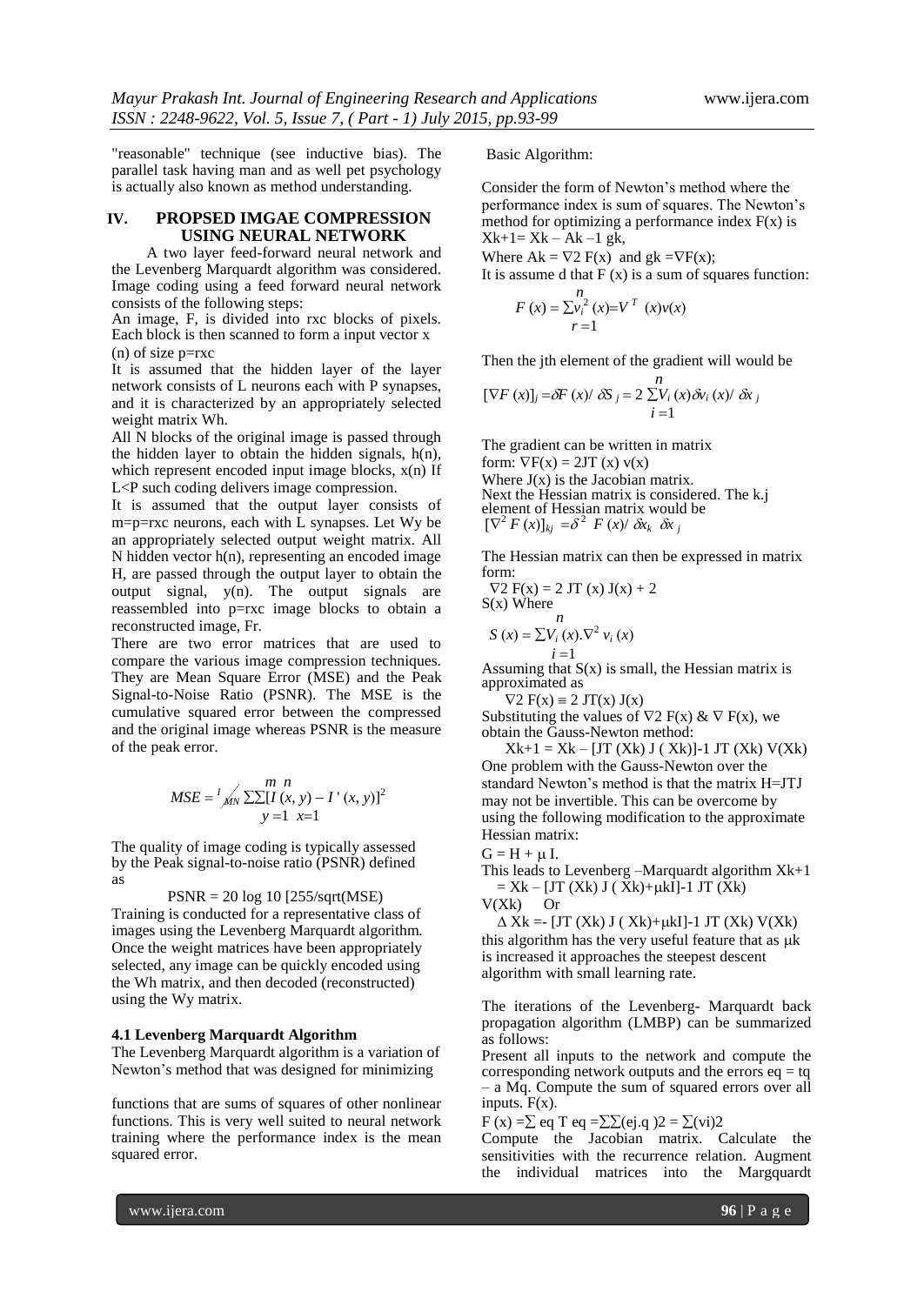"reasonable" technique (see inductive bias). The parallel task having man and as well pet psychology is actually also known as method understanding.

## IV. PROPSED IMGAE COMPRESSION USING NEURAL NETWORK

A two layer feed-forward neural network and the Levenberg Marquardt algorithm was considered. Image coding using a feed forward neural network consists of the following steps:

An image, F, is divided into rxc blocks of pixels. Each block is then scanned to form a input vector x (n) of size p=rxc

It is assumed that the hidden layer of the layer network consists of L neurons each with P synapses, and it is characterized by an appropriately selected weight matrix Wh.

All N blocks of the original image is passed through the hidden layer to obtain the hidden signals, h(n), which represent encoded input image blocks, x(n) If L<P such coding delivers image compression.

It is assumed that the output layer consists of m=p=rxc neurons, each with L synapses. Let Wy be an appropriately selected output weight matrix. All N hidden vector h(n), representing an encoded image H, are passed through the output layer to obtain the output signal, y(n). The output signals are reassembled into p=rxc image blocks to obtain a reconstructed image, Fr.

There are two error matrices that are used to compare the various image compression techniques. They are Mean Square Error (MSE) and the Peak Signal-to-Noise Ratio (PSNR). The MSE is the cumulative squared error between the compressed and the original image whereas PSNR is the measure of the peak error.

$$MSE = \frac{1}{MN} \sum_{y=1}^{m} \sum_{x=1}^{n} [I(x, y) - I'(x, y)]^2$$

The quality of image coding is typically assessed by the Peak signal-to-noise ratio (PSNR) defined as

$$PSNR = 20 \log 10 \, [255/\text{sqrt}(MSE)]$$

Training is conducted for a representative class of images using the Levenberg Marquardt algorithm. Once the weight matrices have been appropriately selected, any image can be quickly encoded using the Wh matrix, and then decoded (reconstructed) using the Wy matrix.

### 4.1 Levenberg Marquardt Algorithm

The Levenberg Marquardt algorithm is a variation of Newton's method that was designed for minimizing functions that are sums of squares of other nonlinear functions. This is very well suited to neural network training where the performance index is the mean squared error.

Basic Algorithm:

Consider the form of Newton's method where the performance index is sum of squares. The Newton's method for optimizing a performance index F(x) is $X_{k+1} = X_k - A_k^{-1} g_k$,

Where $A_k = \nabla^2 F(x)$ and $g_k = \nabla F(x)$;

It is assume d that F (x) is a sum of squares function:

$$F(x) = \sum_{r=1}^{n} v_i^2(x) = V^T(x)v(x)$$

Then the jth element of the gradient will would be

$$[\nabla F(x)]_j = \partial F(x) / \partial S_j = 2 \sum_{i=1}^{n} V_i(x) \partial v_i(x) / \partial x_j$$

The gradient can be written in matrix form: $\nabla F(x) = 2J^T(x)\,v(x)$

Where J(x) is the Jacobian matrix.

Next the Hessian matrix is considered. The k.j element of Hessian matrix would be

$$[\nabla^2 F(x)]_{kj} = \partial^2 F(x) / \partial x_k \, \partial x_j$$

The Hessian matrix can then be expressed in matrix form:

$$\nabla^2 F(x) = 2\,J^T(x)\,J(x) + 2\,S(x)$$

Where

$$S(x) = \sum_{i=1}^{n} V_i(x).\nabla^2 v_i(x)$$

Assuming that S(x) is small, the Hessian matrix is approximated as

$$\nabla^2 F(x) \cong 2\,J^T(x)\,J(x)$$

Substituting the values of $\nabla^2 F(x)$ & $\nabla F(x)$, we obtain the Gauss-Newton method:

$$X_{k+1} = X_k - [J^T(X_k)\,J(X_k)]^{-1} J^T(X_k)\,V(X_k)$$

One problem with the Gauss-Newton over the standard Newton's method is that the matrix $H=J^TJ$ may not be invertible. This can be overcome by using the following modification to the approximate Hessian matrix:

$G = H + \mu I$.

This leads to Levenberg –Marquardt algorithm $X_{k+1} = X_k - [J^T(X_k)\,J(X_k)+\mu_k I]^{-1} J^T(X_k)\,V(X_k)$ Or

$$\Delta X_k = -[J^T(X_k)\,J(X_k)+\mu_k I]^{-1} J^T(X_k)\,V(X_k)$$

this algorithm has the very useful feature that as $\mu_k$ is increased it approaches the steepest descent algorithm with small learning rate.

The iterations of the Levenberg- Marquardt back propagation algorithm (LMBP) can be summarized as follows:

Present all inputs to the network and compute the corresponding network outputs and the errors $e_q = t_q - a^M_q$. Compute the sum of squared errors over all inputs. F(x).

$$F(x) = \sum e_q^T e_q = \sum\sum (e_{j.q})^2 = \sum (v_i)^2$$

Compute the Jacobian matrix. Calculate the sensitivities with the recurrence relation. Augment the individual matrices into the Margquardt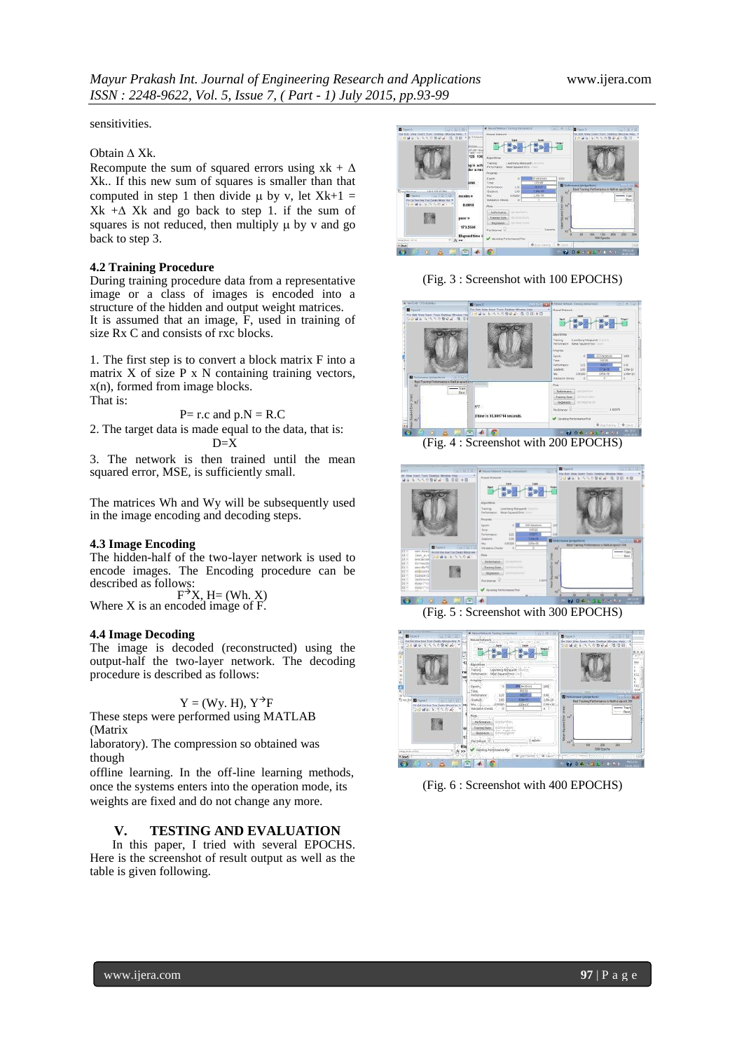sensitivities.

Obtain $\Delta$ Xk.

Recompute the sum of squared errors using xk + $\Delta$ Xk.. If this new sum of squares is smaller than that computed in step 1 then divide $\mu$ by v, let Xk+1 = Xk +$\Delta$ Xk and go back to step 1. if the sum of squares is not reduced, then multiply $\mu$ by v and go back to step 3.

### 4.2 Training Procedure

During training procedure data from a representative image or a class of images is encoded into a structure of the hidden and output weight matrices. It is assumed that an image, F, used in training of size Rx C and consists of rxc blocks.

1. The first step is to convert a block matrix F into a matrix X of size P x N containing training vectors, x(n), formed from image blocks.

That is:

$$P = r.c \text{ and } p.N = R.C$$

2. The target data is made equal to the data, that is:

$$D=X$$

3. The network is then trained until the mean squared error, MSE, is sufficiently small.

The matrices Wh and Wy will be subsequently used in the image encoding and decoding steps.

### 4.3 Image Encoding

The hidden-half of the two-layer network is used to encode images. The Encoding procedure can be described as follows:

$$F \rightarrow X,\ H= (Wh.\ X)$$

Where X is an encoded image of F.

### 4.4 Image Decoding

The image is decoded (reconstructed) using the output-half the two-layer network. The decoding procedure is described as follows:

$$Y = (Wy.\ H),\ Y \rightarrow F$$

These steps were performed using MATLAB (Matrix laboratory). The compression so obtained was though offline learning. In the off-line learning methods, once the systems enters into the operation mode, its weights are fixed and do not change any more.

## V. TESTING AND EVALUATION

In this paper, I tried with several EPOCHS. Here is the screenshot of result output as well as the table is given following.

(Fig. 3 : Screenshot with 100 EPOCHS)

(Fig. 4 : Screenshot with 200 EPOCHS)

(Fig. 5 : Screenshot with 300 EPOCHS)

(Fig. 6 : Screenshot with 400 EPOCHS)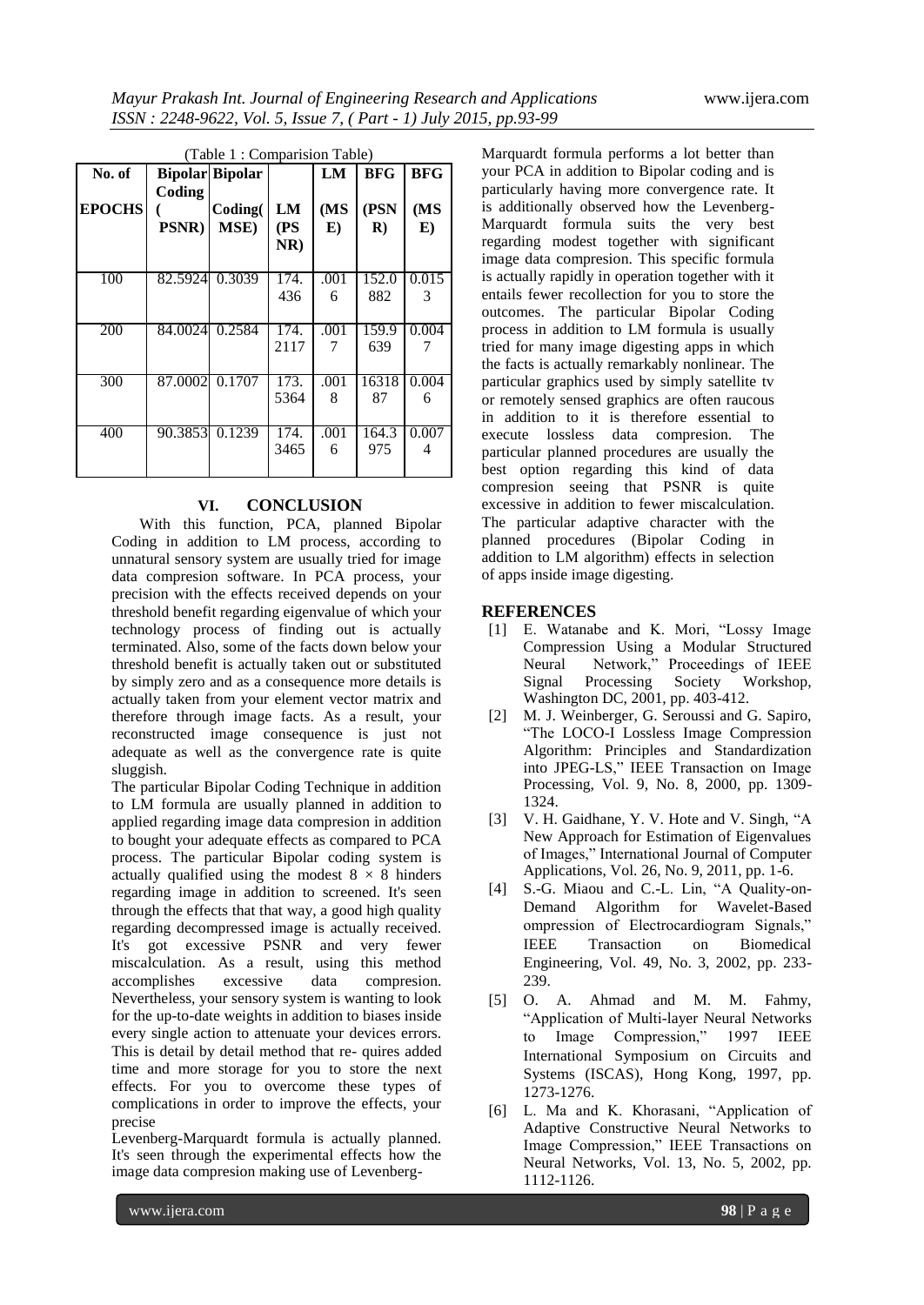(Table 1 : Comparision Table)

| No. of EPOCHS | Bipolar Coding ( PSNR) | Bipolar Coding( MSE) | LM (PSNR) | LM (MSE) | BFG (PSNR) | BFG (MSE) |
|---|---|---|---|---|---|---|
| 100 | 82.5924 | 0.3039 | 174.436 | .0016 | 152.0882 | 0.0153 |
| 200 | 84.0024 | 0.2584 | 174.2117 | .0017 | 159.9639 | 0.0047 |
| 300 | 87.0002 | 0.1707 | 173.5364 | .0018 | 1631887 | 0.0046 |
| 400 | 90.3853 | 0.1239 | 174.3465 | .0016 | 164.3975 | 0.0074 |

## VI. CONCLUSION

With this function, PCA, planned Bipolar Coding in addition to LM process, according to unnatural sensory system are usually tried for image data compresion software. In PCA process, your precision with the effects received depends on your threshold benefit regarding eigenvalue of which your technology process of finding out is actually terminated. Also, some of the facts down below your threshold benefit is actually taken out or substituted by simply zero and as a consequence more details is actually taken from your element vector matrix and therefore through image facts. As a result, your reconstructed image consequence is just not adequate as well as the convergence rate is quite sluggish.

The particular Bipolar Coding Technique in addition to LM formula are usually planned in addition to applied regarding image data compresion in addition to bought your adequate effects as compared to PCA process. The particular Bipolar coding system is actually qualified using the modest $8 \times 8$ hinders regarding image in addition to screened. It's seen through the effects that that way, a good high quality regarding decompressed image is actually received. It's got excessive PSNR and very fewer miscalculation. As a result, using this method accomplishes excessive data compresion. Nevertheless, your sensory system is wanting to look for the up-to-date weights in addition to biases inside every single action to attenuate your devices errors. This is detail by detail method that re- quires added time and more storage for you to store the next effects. For you to overcome these types of complications in order to improve the effects, your precise Levenberg-Marquardt formula is actually planned. It's seen through the experimental effects how the image data compresion making use of Levenberg-Marquardt formula performs a lot better than your PCA in addition to Bipolar coding and is particularly having more convergence rate. It is additionally observed how the Levenberg-Marquardt formula suits the very best regarding modest together with significant image data compresion. This specific formula is actually rapidly in operation together with it entails fewer recollection for you to store the outcomes. The particular Bipolar Coding process in addition to LM formula is usually tried for many image digesting apps in which the facts is actually remarkably nonlinear. The particular graphics used by simply satellite tv or remotely sensed graphics are often raucous in addition to it is therefore essential to execute lossless data compresion. The particular planned procedures are usually the best option regarding this kind of data compresion seeing that PSNR is quite excessive in addition to fewer miscalculation. The particular adaptive character with the planned procedures (Bipolar Coding in addition to LM algorithm) effects in selection of apps inside image digesting.

## REFERENCES

[1] E. Watanabe and K. Mori, "Lossy Image Compression Using a Modular Structured Neural Network," Proceedings of IEEE Signal Processing Society Workshop, Washington DC, 2001, pp. 403-412.

[2] M. J. Weinberger, G. Seroussi and G. Sapiro, "The LOCO-I Lossless Image Compression Algorithm: Principles and Standardization into JPEG-LS," IEEE Transaction on Image Processing, Vol. 9, No. 8, 2000, pp. 1309-1324.

[3] V. H. Gaidhane, Y. V. Hote and V. Singh, "A New Approach for Estimation of Eigenvalues of Images," International Journal of Computer Applications, Vol. 26, No. 9, 2011, pp. 1-6.

[4] S.-G. Miaou and C.-L. Lin, "A Quality-on-Demand Algorithm for Wavelet-Based ompression of Electrocardiogram Signals," IEEE Transaction on Biomedical Engineering, Vol. 49, No. 3, 2002, pp. 233-239.

[5] O. A. Ahmad and M. M. Fahmy, "Application of Multi-layer Neural Networks to Image Compression," 1997 IEEE International Symposium on Circuits and Systems (ISCAS), Hong Kong, 1997, pp. 1273-1276.

[6] L. Ma and K. Khorasani, "Application of Adaptive Constructive Neural Networks to Image Compression," IEEE Transactions on Neural Networks, Vol. 13, No. 5, 2002, pp. 1112-1126.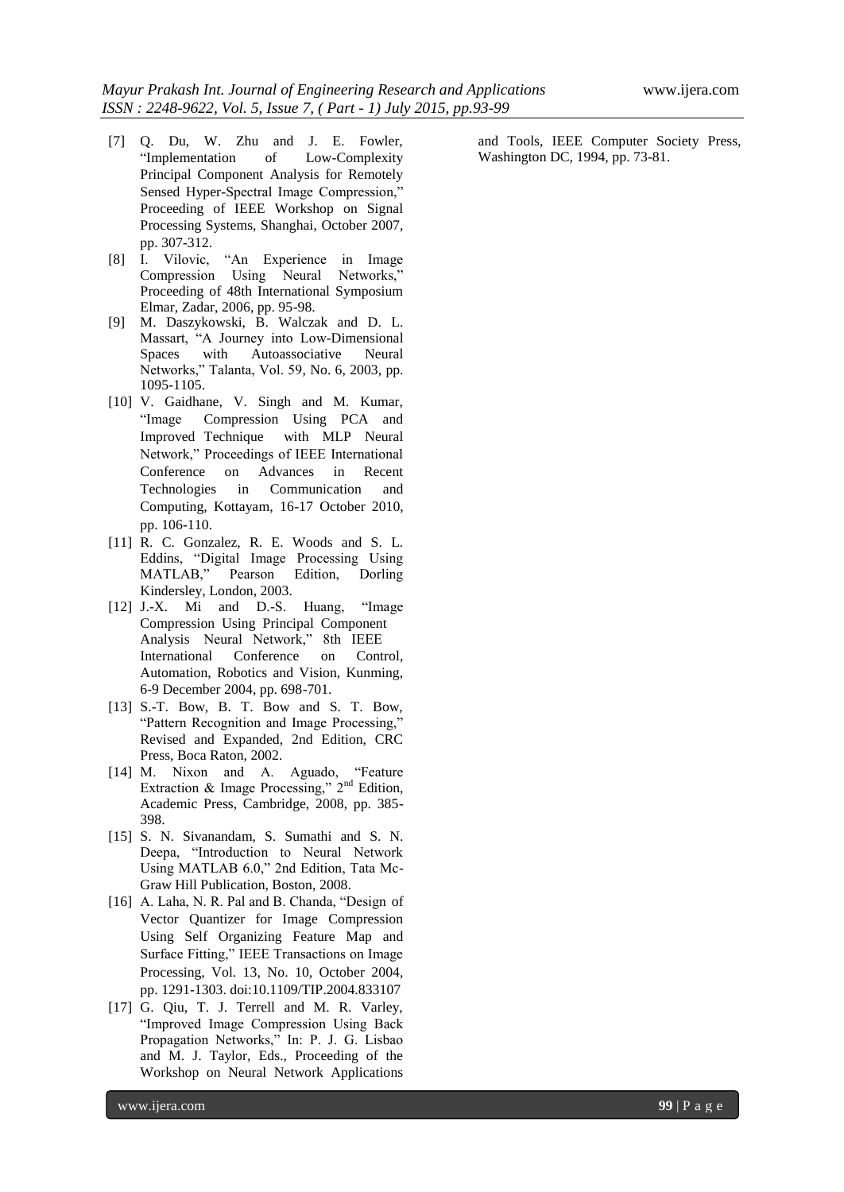[7] Q. Du, W. Zhu and J. E. Fowler, "Implementation of Low-Complexity Principal Component Analysis for Remotely Sensed Hyper-Spectral Image Compression," Proceeding of IEEE Workshop on Signal Processing Systems, Shanghai, October 2007, pp. 307-312.

[8] I. Vilovic, "An Experience in Image Compression Using Neural Networks," Proceeding of 48th International Symposium Elmar, Zadar, 2006, pp. 95-98.

[9] M. Daszykowski, B. Walczak and D. L. Massart, "A Journey into Low-Dimensional Spaces with Autoassociative Neural Networks," Talanta, Vol. 59, No. 6, 2003, pp. 1095-1105.

[10] V. Gaidhane, V. Singh and M. Kumar, "Image Compression Using PCA and Improved Technique with MLP Neural Network," Proceedings of IEEE International Conference on Advances in Recent Technologies in Communication and Computing, Kottayam, 16-17 October 2010, pp. 106-110.

[11] R. C. Gonzalez, R. E. Woods and S. L. Eddins, "Digital Image Processing Using MATLAB," Pearson Edition, Dorling Kindersley, London, 2003.

[12] J.-X. Mi and D.-S. Huang, "Image Compression Using Principal Component Analysis Neural Network," 8th IEEE International Conference on Control, Automation, Robotics and Vision, Kunming, 6-9 December 2004, pp. 698-701.

[13] S.-T. Bow, B. T. Bow and S. T. Bow, "Pattern Recognition and Image Processing," Revised and Expanded, 2nd Edition, CRC Press, Boca Raton, 2002.

[14] M. Nixon and A. Aguado, "Feature Extraction & Image Processing," 2nd Edition, Academic Press, Cambridge, 2008, pp. 385-398.

[15] S. N. Sivanandam, S. Sumathi and S. N. Deepa, "Introduction to Neural Network Using MATLAB 6.0," 2nd Edition, Tata Mc-Graw Hill Publication, Boston, 2008.

[16] A. Laha, N. R. Pal and B. Chanda, "Design of Vector Quantizer for Image Compression Using Self Organizing Feature Map and Surface Fitting," IEEE Transactions on Image Processing, Vol. 13, No. 10, October 2004, pp. 1291-1303. doi:10.1109/TIP.2004.833107

[17] G. Qiu, T. J. Terrell and M. R. Varley, "Improved Image Compression Using Back Propagation Networks," In: P. J. G. Lisbao and M. J. Taylor, Eds., Proceeding of the Workshop on Neural Network Applications and Tools, IEEE Computer Society Press, Washington DC, 1994, pp. 73-81.